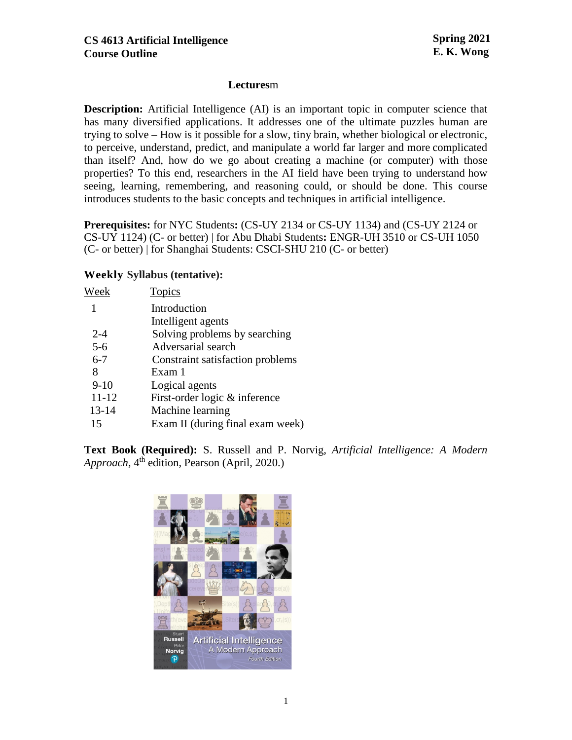**CS 4613 Artificial Intelligence**
**Course Outline**

**Spring 2021**
**E. K. Wong**

## Lecturesm

**Description:** Artificial Intelligence (AI) is an important topic in computer science that has many diversified applications. It addresses one of the ultimate puzzles human are trying to solve – How is it possible for a slow, tiny brain, whether biological or electronic, to perceive, understand, predict, and manipulate a world far larger and more complicated than itself? And, how do we go about creating a machine (or computer) with those properties? To this end, researchers in the AI field have been trying to understand how seeing, learning, remembering, and reasoning could, or should be done. This course introduces students to the basic concepts and techniques in artificial intelligence.

**Prerequisites:** for NYC Students**:** (CS-UY 2134 or CS-UY 1134) and (CS-UY 2124 or CS-UY 1124) (C- or better) | for Abu Dhabi Students**:** ENGR-UH 3510 or CS-UH 1050 (C- or better) | for Shanghai Students: CSCI-SHU 210 (C- or better)

**Weekly Syllabus (tentative):**

| Week | Topics |
| --- | --- |
| 1 | Introduction |
| | Intelligent agents |
| 2-4 | Solving problems by searching |
| 5-6 | Adversarial search |
| 6-7 | Constraint satisfaction problems |
| 8 | Exam 1 |
| 9-10 | Logical agents |
| 11-12 | First-order logic & inference |
| 13-14 | Machine learning |
| 15 | Exam II (during final exam week) |

**Text Book (Required):** S. Russell and P. Norvig, *Artificial Intelligence: A Modern Approach*, 4th edition, Pearson (April, 2020.)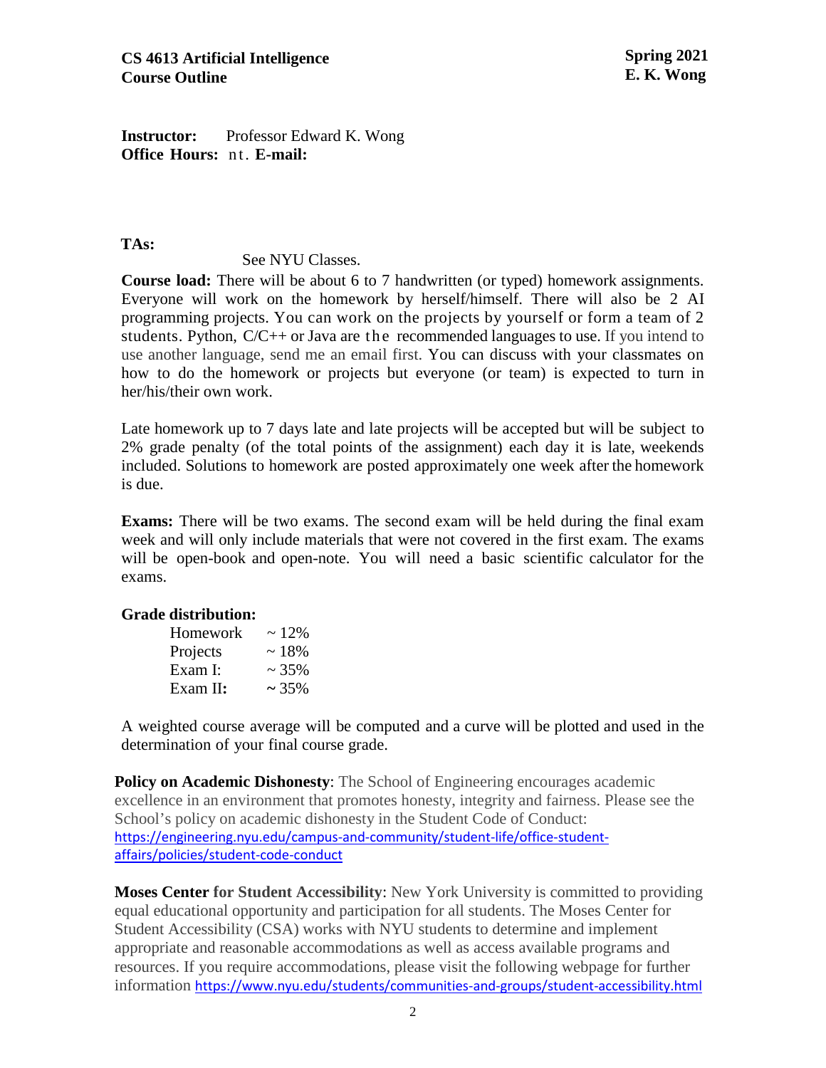**CS 4613 Artificial Intelligence**
**Course Outline**

**Spring 2021**
**E. K. Wong**

**Instructor:** Professor Edward K. Wong
**Office Hours:** nt. **E-mail:**

**TAs:**

See NYU Classes.

**Course load:** There will be about 6 to 7 handwritten (or typed) homework assignments. Everyone will work on the homework by herself/himself. There will also be 2 AI programming projects. You can work on the projects by yourself or form a team of 2 students. Python, C/C++ or Java are the recommended languages to use. If you intend to use another language, send me an email first. You can discuss with your classmates on how to do the homework or projects but everyone (or team) is expected to turn in her/his/their own work.

Late homework up to 7 days late and late projects will be accepted but will be subject to 2% grade penalty (of the total points of the assignment) each day it is late, weekends included. Solutions to homework are posted approximately one week after the homework is due.

**Exams:** There will be two exams. The second exam will be held during the final exam week and will only include materials that were not covered in the first exam. The exams will be open-book and open-note. You will need a basic scientific calculator for the exams.

**Grade distribution:**

| | |
|---|---|
| Homework | ~ 12% |
| Projects | ~ 18% |
| Exam I: | ~ 35% |
| Exam II: | ~ 35% |

A weighted course average will be computed and a curve will be plotted and used in the determination of your final course grade.

**Policy on Academic Dishonesty**: The School of Engineering encourages academic excellence in an environment that promotes honesty, integrity and fairness. Please see the School's policy on academic dishonesty in the Student Code of Conduct: https://engineering.nyu.edu/campus-and-community/student-life/office-student-affairs/policies/student-code-conduct

**Moses Center for Student Accessibility**: New York University is committed to providing equal educational opportunity and participation for all students. The Moses Center for Student Accessibility (CSA) works with NYU students to determine and implement appropriate and reasonable accommodations as well as access available programs and resources. If you require accommodations, please visit the following webpage for further information https://www.nyu.edu/students/communities-and-groups/student-accessibility.html